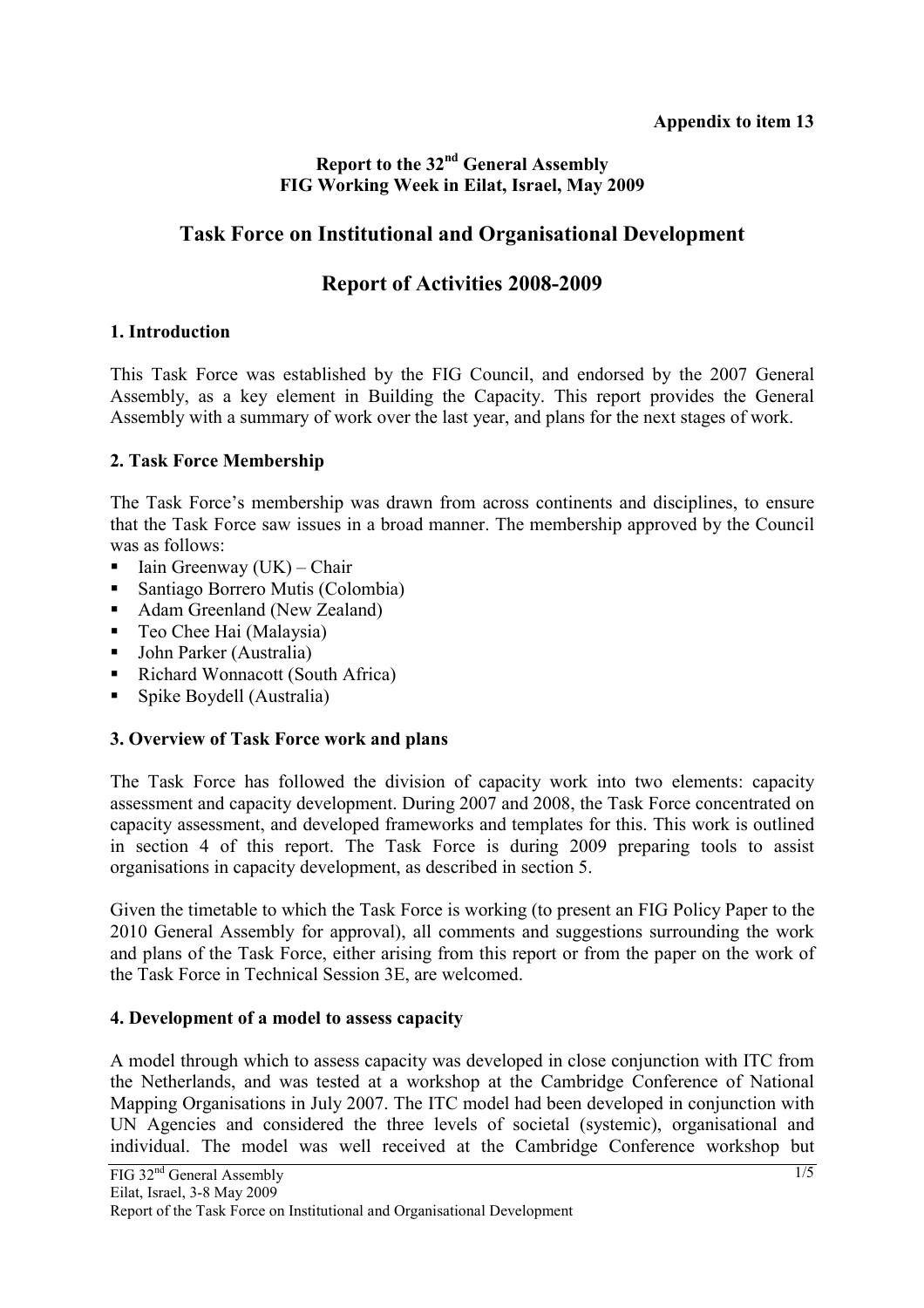**Appendix to item 13**

**Report to the 32nd General Assembly**
**FIG Working Week in Eilat, Israel, May 2009**

# Task Force on Institutional and Organisational Development

# Report of Activities 2008-2009

## 1. Introduction

This Task Force was established by the FIG Council, and endorsed by the 2007 General Assembly, as a key element in Building the Capacity. This report provides the General Assembly with a summary of work over the last year, and plans for the next stages of work.

## 2. Task Force Membership

The Task Force's membership was drawn from across continents and disciplines, to ensure that the Task Force saw issues in a broad manner. The membership approved by the Council was as follows:

- Iain Greenway (UK) – Chair
- Santiago Borrero Mutis (Colombia)
- Adam Greenland (New Zealand)
- Teo Chee Hai (Malaysia)
- John Parker (Australia)
- Richard Wonnacott (South Africa)
- Spike Boydell (Australia)

## 3. Overview of Task Force work and plans

The Task Force has followed the division of capacity work into two elements: capacity assessment and capacity development. During 2007 and 2008, the Task Force concentrated on capacity assessment, and developed frameworks and templates for this. This work is outlined in section 4 of this report. The Task Force is during 2009 preparing tools to assist organisations in capacity development, as described in section 5.

Given the timetable to which the Task Force is working (to present an FIG Policy Paper to the 2010 General Assembly for approval), all comments and suggestions surrounding the work and plans of the Task Force, either arising from this report or from the paper on the work of the Task Force in Technical Session 3E, are welcomed.

## 4. Development of a model to assess capacity

A model through which to assess capacity was developed in close conjunction with ITC from the Netherlands, and was tested at a workshop at the Cambridge Conference of National Mapping Organisations in July 2007. The ITC model had been developed in conjunction with UN Agencies and considered the three levels of societal (systemic), organisational and individual. The model was well received at the Cambridge Conference workshop but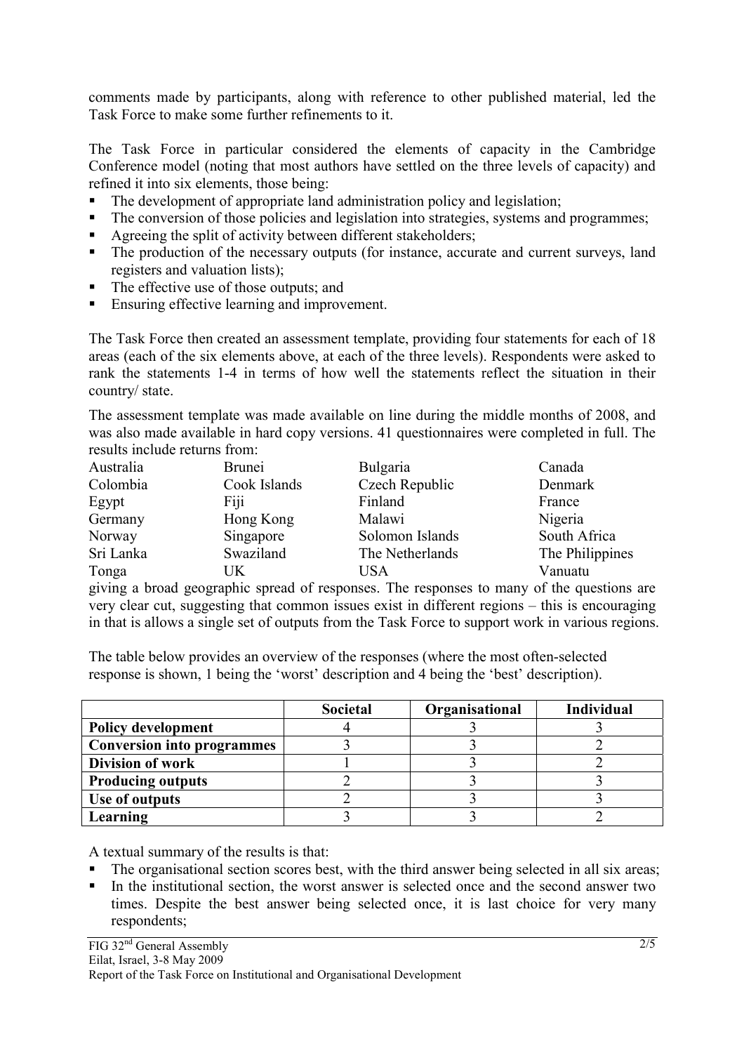comments made by participants, along with reference to other published material, led the Task Force to make some further refinements to it.

The Task Force in particular considered the elements of capacity in the Cambridge Conference model (noting that most authors have settled on the three levels of capacity) and refined it into six elements, those being:

- The development of appropriate land administration policy and legislation;
- The conversion of those policies and legislation into strategies, systems and programmes;
- Agreeing the split of activity between different stakeholders;
- The production of the necessary outputs (for instance, accurate and current surveys, land registers and valuation lists);
- The effective use of those outputs; and
- Ensuring effective learning and improvement.

The Task Force then created an assessment template, providing four statements for each of 18 areas (each of the six elements above, at each of the three levels). Respondents were asked to rank the statements 1-4 in terms of how well the statements reflect the situation in their country/ state.

The assessment template was made available on line during the middle months of 2008, and was also made available in hard copy versions. 41 questionnaires were completed in full. The results include returns from:

| | | | |
|---|---|---|---|
| Australia | Brunei | Bulgaria | Canada |
| Colombia | Cook Islands | Czech Republic | Denmark |
| Egypt | Fiji | Finland | France |
| Germany | Hong Kong | Malawi | Nigeria |
| Norway | Singapore | Solomon Islands | South Africa |
| Sri Lanka | Swaziland | The Netherlands | The Philippines |
| Tonga | UK | USA | Vanuatu |

giving a broad geographic spread of responses. The responses to many of the questions are very clear cut, suggesting that common issues exist in different regions – this is encouraging in that is allows a single set of outputs from the Task Force to support work in various regions.

The table below provides an overview of the responses (where the most often-selected response is shown, 1 being the 'worst' description and 4 being the 'best' description).

| | Societal | Organisational | Individual |
|---|---|---|---|
| **Policy development** | 4 | 3 | 3 |
| **Conversion into programmes** | 3 | 3 | 2 |
| **Division of work** | 1 | 3 | 2 |
| **Producing outputs** | 2 | 3 | 3 |
| **Use of outputs** | 2 | 3 | 3 |
| **Learning** | 3 | 3 | 2 |

A textual summary of the results is that:

- The organisational section scores best, with the third answer being selected in all six areas;
- In the institutional section, the worst answer is selected once and the second answer two times. Despite the best answer being selected once, it is last choice for very many respondents;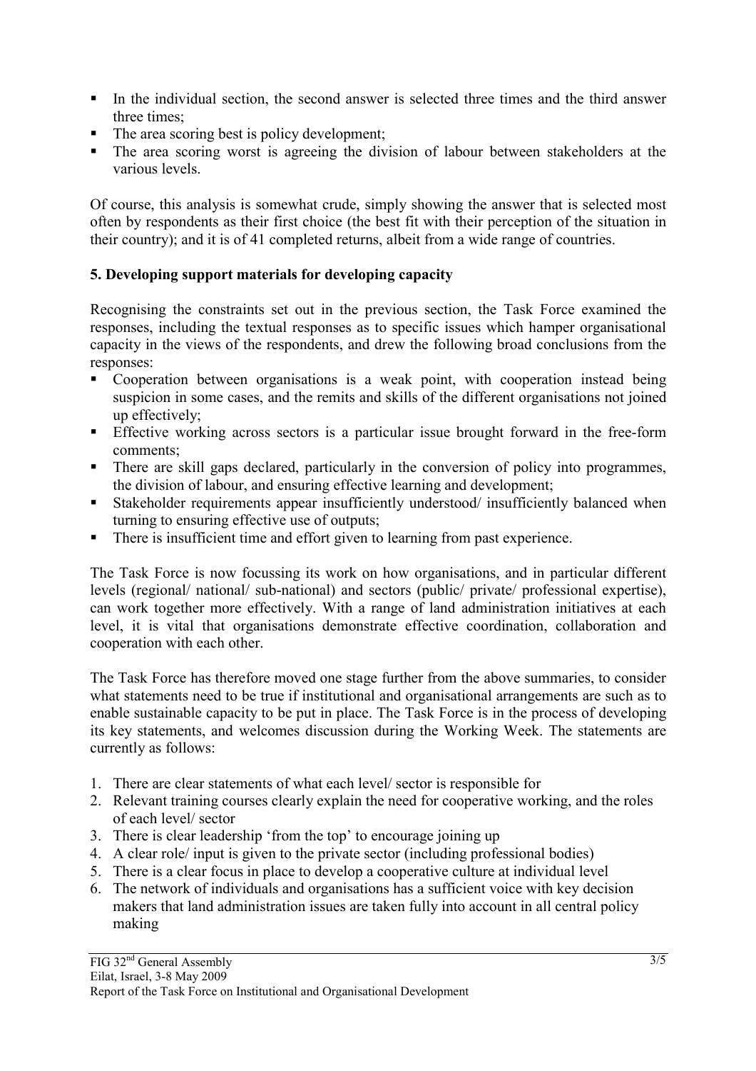- In the individual section, the second answer is selected three times and the third answer three times;
- The area scoring best is policy development;
- The area scoring worst is agreeing the division of labour between stakeholders at the various levels.

Of course, this analysis is somewhat crude, simply showing the answer that is selected most often by respondents as their first choice (the best fit with their perception of the situation in their country); and it is of 41 completed returns, albeit from a wide range of countries.

## 5. Developing support materials for developing capacity

Recognising the constraints set out in the previous section, the Task Force examined the responses, including the textual responses as to specific issues which hamper organisational capacity in the views of the respondents, and drew the following broad conclusions from the responses:

- Cooperation between organisations is a weak point, with cooperation instead being suspicion in some cases, and the remits and skills of the different organisations not joined up effectively;
- Effective working across sectors is a particular issue brought forward in the free-form comments;
- There are skill gaps declared, particularly in the conversion of policy into programmes, the division of labour, and ensuring effective learning and development;
- Stakeholder requirements appear insufficiently understood/ insufficiently balanced when turning to ensuring effective use of outputs;
- There is insufficient time and effort given to learning from past experience.

The Task Force is now focussing its work on how organisations, and in particular different levels (regional/ national/ sub-national) and sectors (public/ private/ professional expertise), can work together more effectively. With a range of land administration initiatives at each level, it is vital that organisations demonstrate effective coordination, collaboration and cooperation with each other.

The Task Force has therefore moved one stage further from the above summaries, to consider what statements need to be true if institutional and organisational arrangements are such as to enable sustainable capacity to be put in place. The Task Force is in the process of developing its key statements, and welcomes discussion during the Working Week. The statements are currently as follows:

1. There are clear statements of what each level/ sector is responsible for
2. Relevant training courses clearly explain the need for cooperative working, and the roles of each level/ sector
3. There is clear leadership 'from the top' to encourage joining up
4. A clear role/ input is given to the private sector (including professional bodies)
5. There is a clear focus in place to develop a cooperative culture at individual level
6. The network of individuals and organisations has a sufficient voice with key decision makers that land administration issues are taken fully into account in all central policy making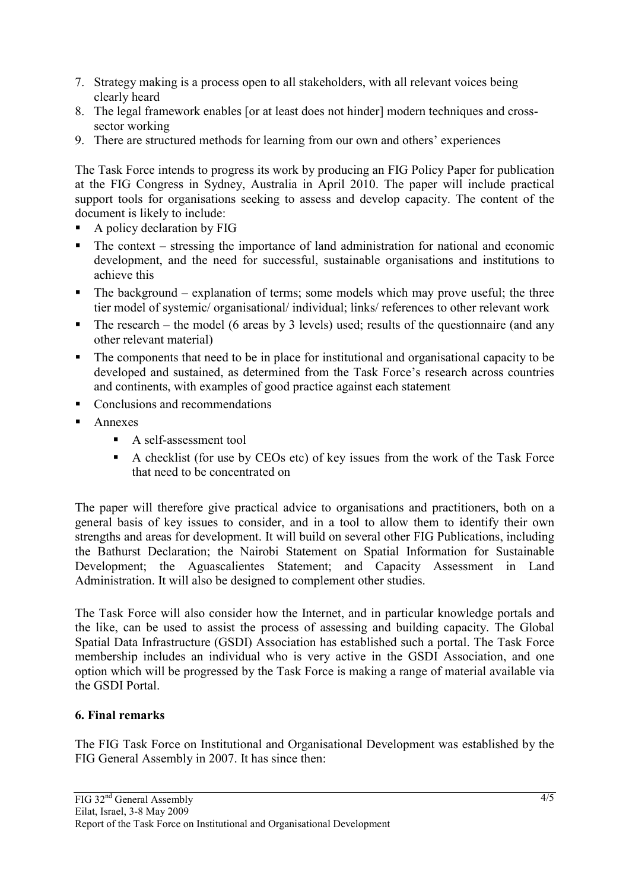7. Strategy making is a process open to all stakeholders, with all relevant voices being clearly heard
8. The legal framework enables [or at least does not hinder] modern techniques and cross-sector working
9. There are structured methods for learning from our own and others' experiences

The Task Force intends to progress its work by producing an FIG Policy Paper for publication at the FIG Congress in Sydney, Australia in April 2010. The paper will include practical support tools for organisations seeking to assess and develop capacity. The content of the document is likely to include:

- A policy declaration by FIG
- The context – stressing the importance of land administration for national and economic development, and the need for successful, sustainable organisations and institutions to achieve this
- The background – explanation of terms; some models which may prove useful; the three tier model of systemic/ organisational/ individual; links/ references to other relevant work
- The research – the model (6 areas by 3 levels) used; results of the questionnaire (and any other relevant material)
- The components that need to be in place for institutional and organisational capacity to be developed and sustained, as determined from the Task Force's research across countries and continents, with examples of good practice against each statement
- Conclusions and recommendations
- Annexes
  - A self-assessment tool
  - A checklist (for use by CEOs etc) of key issues from the work of the Task Force that need to be concentrated on

The paper will therefore give practical advice to organisations and practitioners, both on a general basis of key issues to consider, and in a tool to allow them to identify their own strengths and areas for development. It will build on several other FIG Publications, including the Bathurst Declaration; the Nairobi Statement on Spatial Information for Sustainable Development; the Aguascalientes Statement; and Capacity Assessment in Land Administration. It will also be designed to complement other studies.

The Task Force will also consider how the Internet, and in particular knowledge portals and the like, can be used to assist the process of assessing and building capacity. The Global Spatial Data Infrastructure (GSDI) Association has established such a portal. The Task Force membership includes an individual who is very active in the GSDI Association, and one option which will be progressed by the Task Force is making a range of material available via the GSDI Portal.

## 6. Final remarks

The FIG Task Force on Institutional and Organisational Development was established by the FIG General Assembly in 2007. It has since then: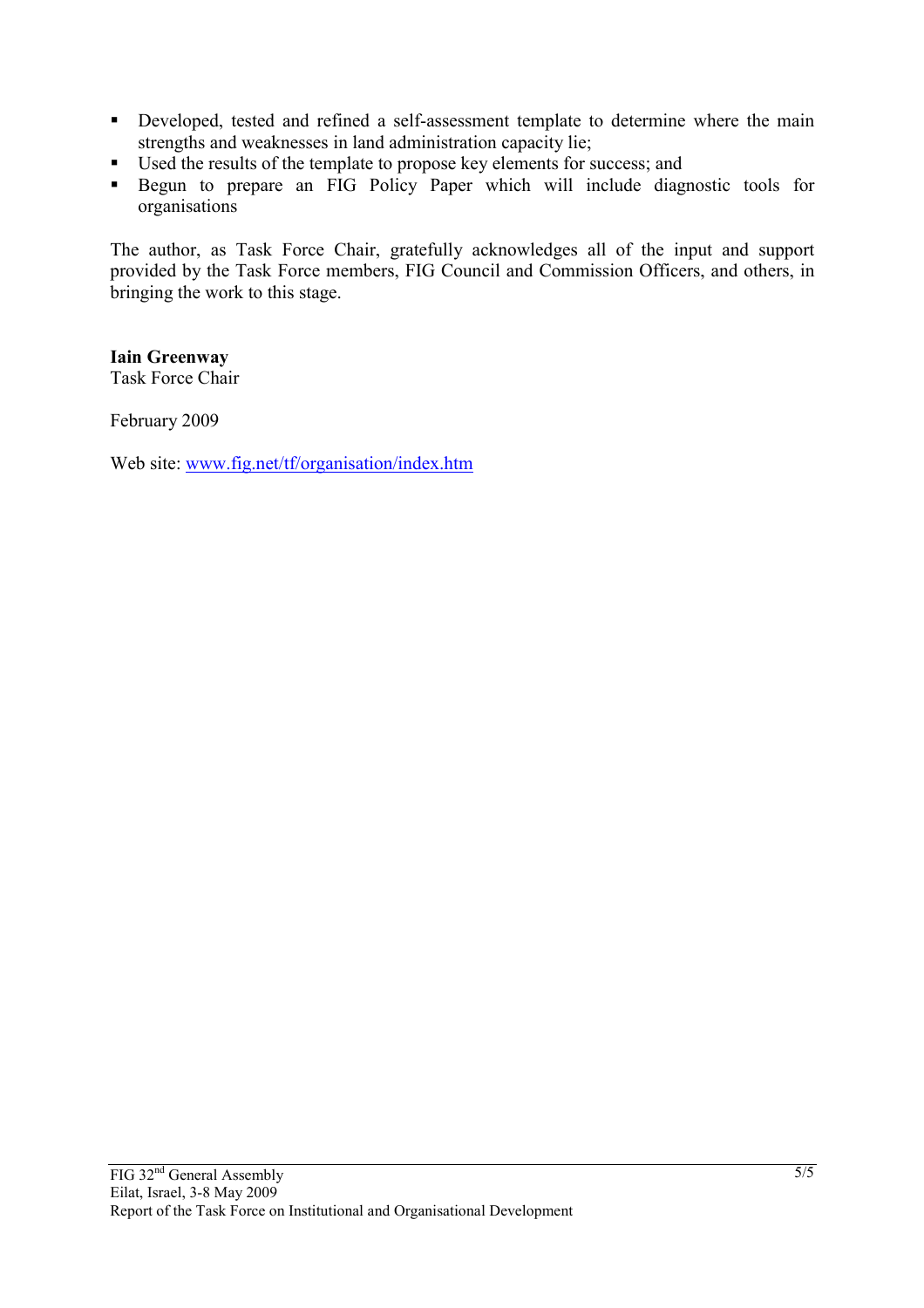- Developed, tested and refined a self-assessment template to determine where the main strengths and weaknesses in land administration capacity lie;
- Used the results of the template to propose key elements for success; and
- Begun to prepare an FIG Policy Paper which will include diagnostic tools for organisations

The author, as Task Force Chair, gratefully acknowledges all of the input and support provided by the Task Force members, FIG Council and Commission Officers, and others, in bringing the work to this stage.

**Iain Greenway**
Task Force Chair

February 2009

Web site: [www.fig.net/tf/organisation/index.htm](www.fig.net/tf/organisation/index.htm)